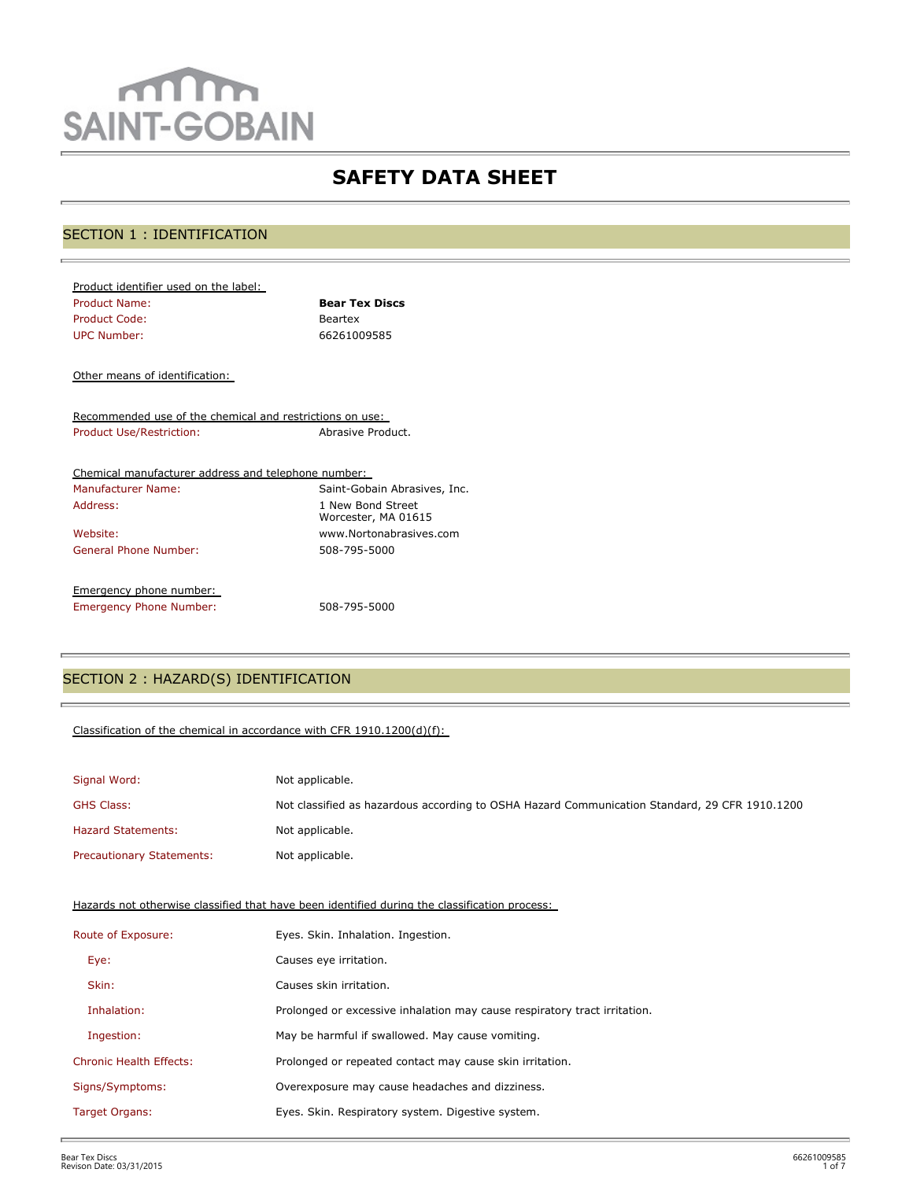SAINT-GOBAIN

# SAFETY DATA SHEET

## SECTION 1 : IDENTIFICATION

Product identifier used on the label:

| | |
|---|---|
| Product Name: | **Bear Tex Discs** |
| Product Code: | Beartex |
| UPC Number: | 66261009585 |

Other means of identification:

Recommended use of the chemical and restrictions on use:

| | |
|---|---|
| Product Use/Restriction: | Abrasive Product. |

Chemical manufacturer address and telephone number:

| | |
|---|---|
| Manufacturer Name: | Saint-Gobain Abrasives, Inc. |
| Address: | 1 New Bond Street<br>Worcester, MA 01615 |
| Website: | www.Nortonabrasives.com |
| General Phone Number: | 508-795-5000 |

Emergency phone number:

| | |
|---|---|
| Emergency Phone Number: | 508-795-5000 |

## SECTION 2 : HAZARD(S) IDENTIFICATION

Classification of the chemical in accordance with CFR 1910.1200(d)(f):

| | |
|---|---|
| Signal Word: | Not applicable. |
| GHS Class: | Not classified as hazardous according to OSHA Hazard Communication Standard, 29 CFR 1910.1200 |
| Hazard Statements: | Not applicable. |
| Precautionary Statements: | Not applicable. |

Hazards not otherwise classified that have been identified during the classification process:

| | |
|---|---|
| Route of Exposure: | Eyes. Skin. Inhalation. Ingestion. |
| Eye: | Causes eye irritation. |
| Skin: | Causes skin irritation. |
| Inhalation: | Prolonged or excessive inhalation may cause respiratory tract irritation. |
| Ingestion: | May be harmful if swallowed. May cause vomiting. |
| Chronic Health Effects: | Prolonged or repeated contact may cause skin irritation. |
| Signs/Symptoms: | Overexposure may cause headaches and dizziness. |
| Target Organs: | Eyes. Skin. Respiratory system. Digestive system. |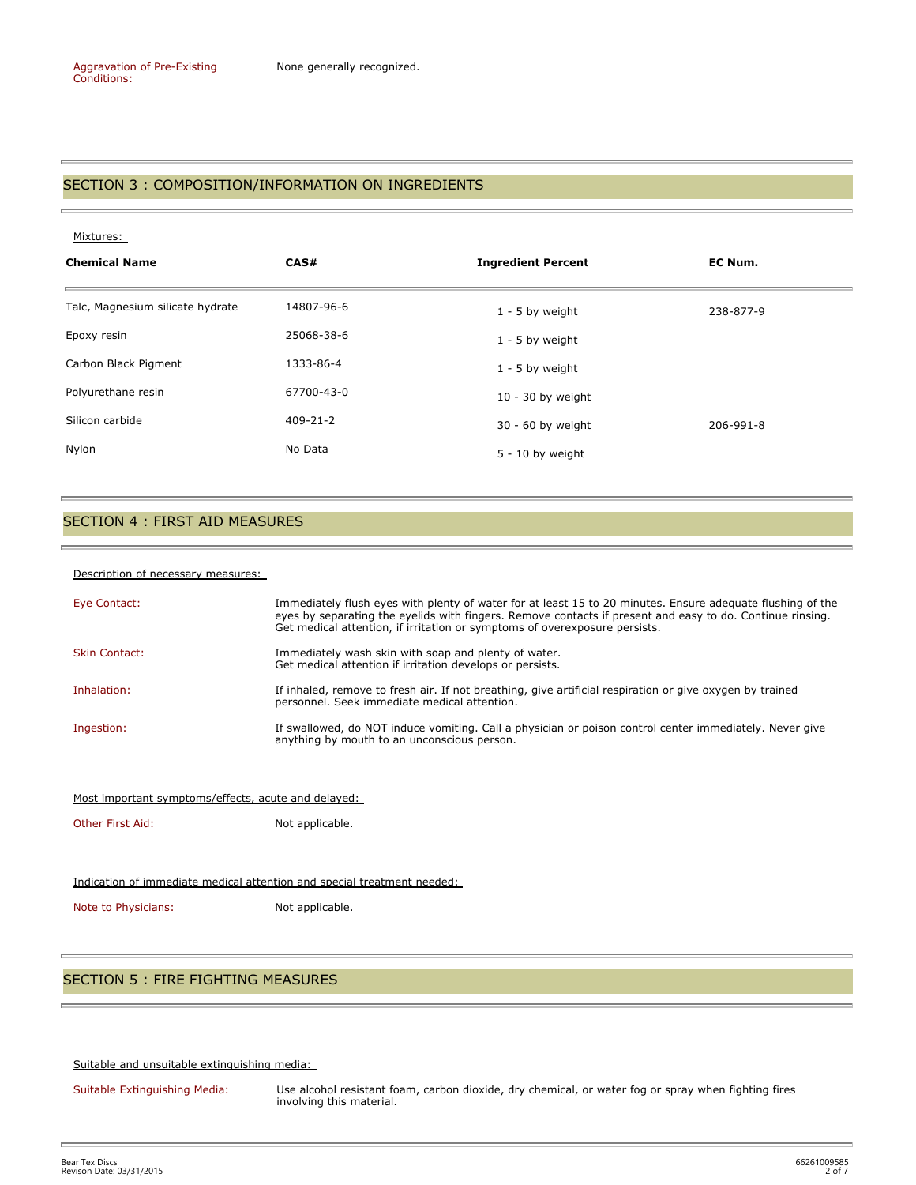Aggravation of Pre-Existing Conditions: None generally recognized.

## SECTION 3 : COMPOSITION/INFORMATION ON INGREDIENTS

Mixtures:

| Chemical Name | CAS# | Ingredient Percent | EC Num. |
|---|---|---|---|
| Talc, Magnesium silicate hydrate | 14807-96-6 | 1 - 5 by weight | 238-877-9 |
| Epoxy resin | 25068-38-6 | 1 - 5 by weight | |
| Carbon Black Pigment | 1333-86-4 | 1 - 5 by weight | |
| Polyurethane resin | 67700-43-0 | 10 - 30 by weight | |
| Silicon carbide | 409-21-2 | 30 - 60 by weight | 206-991-8 |
| Nylon | No Data | 5 - 10 by weight | |

## SECTION 4 : FIRST AID MEASURES

Description of necessary measures:

Eye Contact: Immediately flush eyes with plenty of water for at least 15 to 20 minutes. Ensure adequate flushing of the eyes by separating the eyelids with fingers. Remove contacts if present and easy to do. Continue rinsing. Get medical attention, if irritation or symptoms of overexposure persists.

Skin Contact: Immediately wash skin with soap and plenty of water. Get medical attention if irritation develops or persists.

Inhalation: If inhaled, remove to fresh air. If not breathing, give artificial respiration or give oxygen by trained personnel. Seek immediate medical attention.

Ingestion: If swallowed, do NOT induce vomiting. Call a physician or poison control center immediately. Never give anything by mouth to an unconscious person.

Most important symptoms/effects, acute and delayed:

Other First Aid: Not applicable.

Indication of immediate medical attention and special treatment needed:

Note to Physicians: Not applicable.

## SECTION 5 : FIRE FIGHTING MEASURES

Suitable and unsuitable extinguishing media:

Suitable Extinguishing Media: Use alcohol resistant foam, carbon dioxide, dry chemical, or water fog or spray when fighting fires involving this material.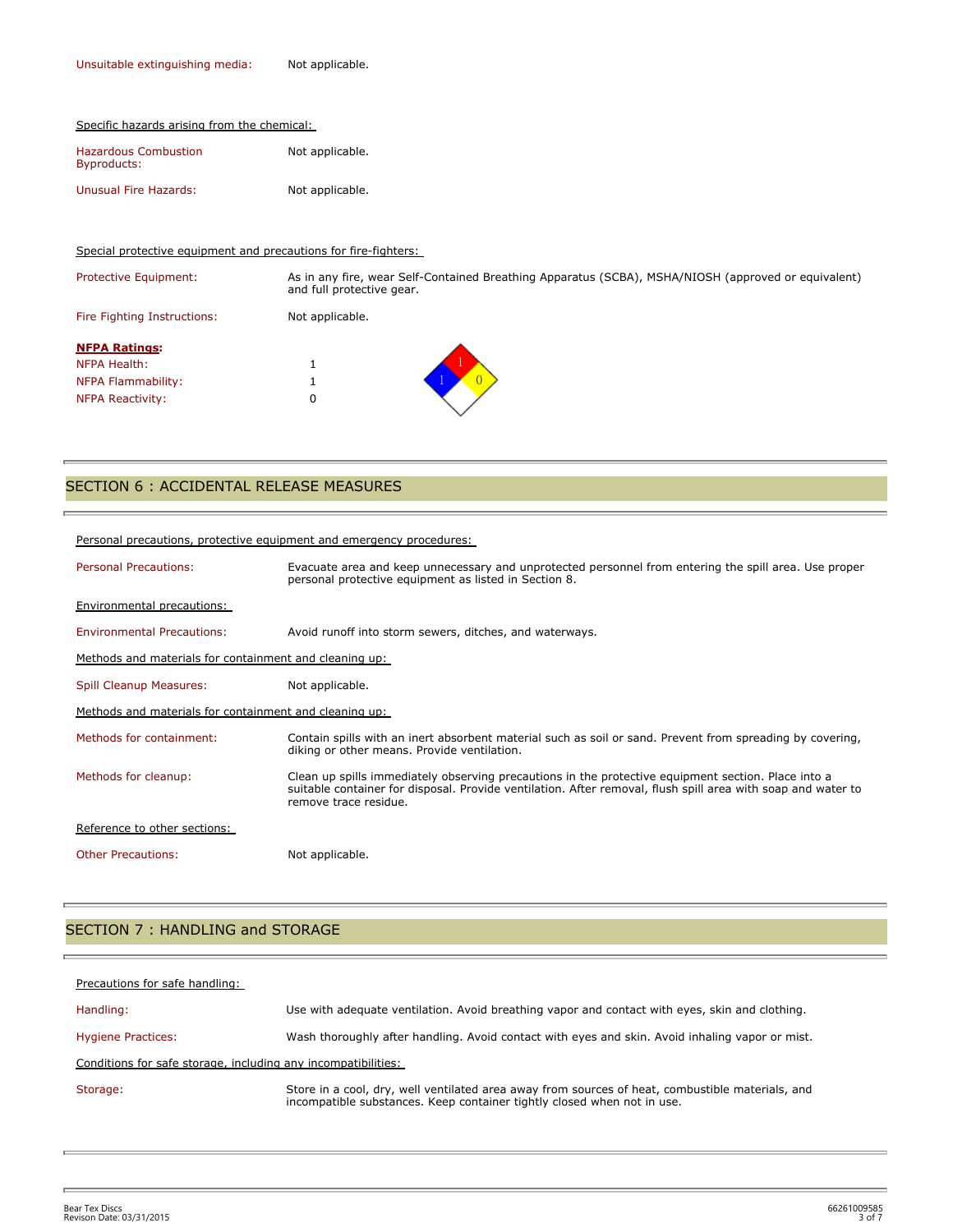| | |
|---|---|
| Unsuitable extinguishing media: | Not applicable. |

Specific hazards arising from the chemical:

| | |
|---|---|
| Hazardous Combustion Byproducts: | Not applicable. |
| Unusual Fire Hazards: | Not applicable. |

Special protective equipment and precautions for fire-fighters:

| | |
|---|---|
| Protective Equipment: | As in any fire, wear Self-Contained Breathing Apparatus (SCBA), MSHA/NIOSH (approved or equivalent) and full protective gear. |
| Fire Fighting Instructions: | Not applicable. |

**NFPA Ratings:**

| | |
|---|---|
| NFPA Health: | 1 |
| NFPA Flammability: | 1 |
| NFPA Reactivity: | 0 |

## SECTION 6 : ACCIDENTAL RELEASE MEASURES

Personal precautions, protective equipment and emergency procedures:

| | |
|---|---|
| Personal Precautions: | Evacuate area and keep unnecessary and unprotected personnel from entering the spill area. Use proper personal protective equipment as listed in Section 8. |

Environmental precautions:

| | |
|---|---|
| Environmental Precautions: | Avoid runoff into storm sewers, ditches, and waterways. |

Methods and materials for containment and cleaning up:

| | |
|---|---|
| Spill Cleanup Measures: | Not applicable. |

Methods and materials for containment and cleaning up:

| | |
|---|---|
| Methods for containment: | Contain spills with an inert absorbent material such as soil or sand. Prevent from spreading by covering, diking or other means. Provide ventilation. |
| Methods for cleanup: | Clean up spills immediately observing precautions in the protective equipment section. Place into a suitable container for disposal. Provide ventilation. After removal, flush spill area with soap and water to remove trace residue. |

Reference to other sections:

| | |
|---|---|
| Other Precautions: | Not applicable. |

## SECTION 7 : HANDLING and STORAGE

Precautions for safe handling:

| | |
|---|---|
| Handling: | Use with adequate ventilation. Avoid breathing vapor and contact with eyes, skin and clothing. |
| Hygiene Practices: | Wash thoroughly after handling. Avoid contact with eyes and skin. Avoid inhaling vapor or mist. |

Conditions for safe storage, including any incompatibilities:

| | |
|---|---|
| Storage: | Store in a cool, dry, well ventilated area away from sources of heat, combustible materials, and incompatible substances. Keep container tightly closed when not in use. |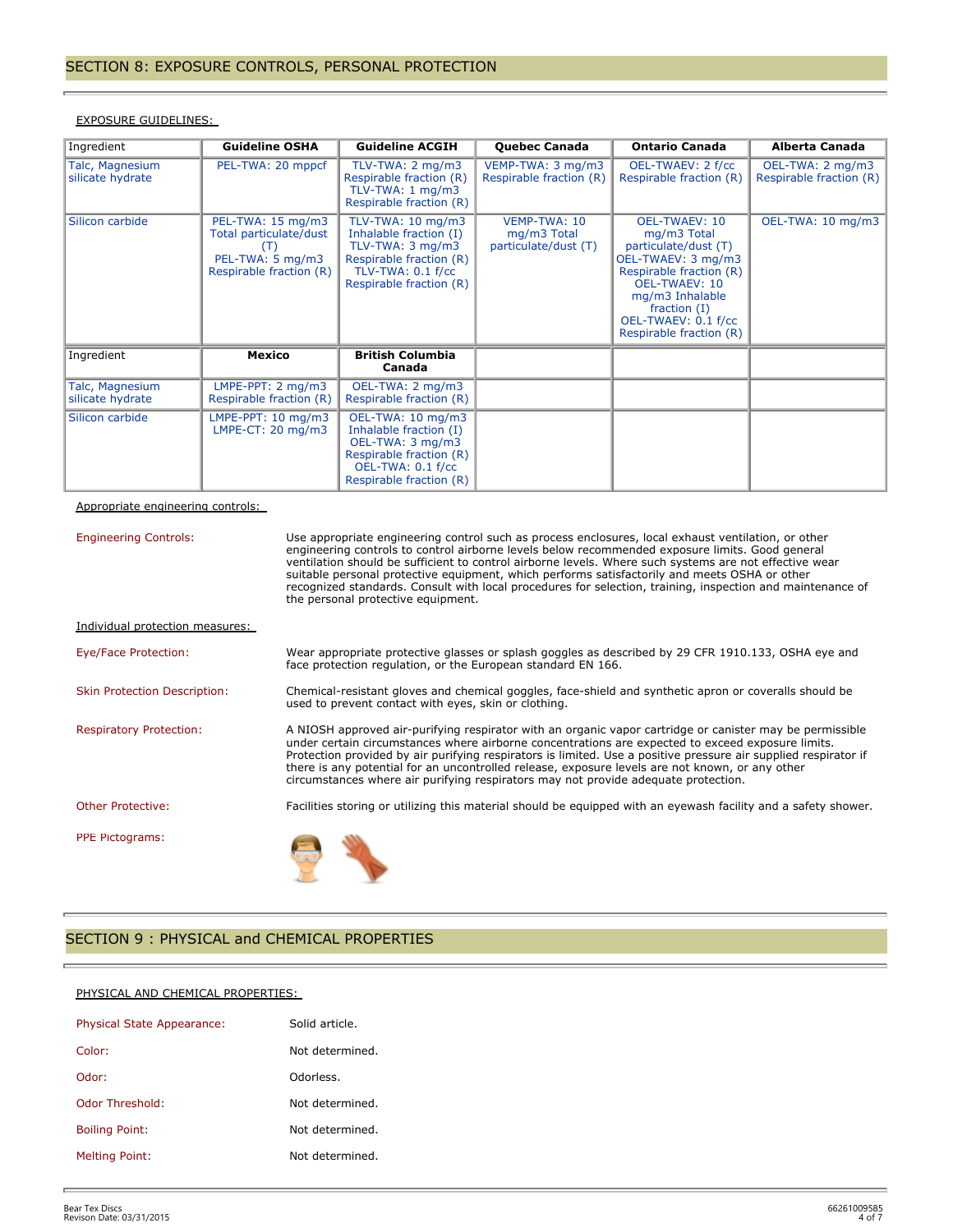## SECTION 8: EXPOSURE CONTROLS, PERSONAL PROTECTION

EXPOSURE GUIDELINES:

| Ingredient | Guideline OSHA | Guideline ACGIH | Quebec Canada | Ontario Canada | Alberta Canada |
|---|---|---|---|---|---|
| Talc, Magnesium silicate hydrate | PEL-TWA: 20 mppcf | TLV-TWA: 2 mg/m3 Respirable fraction (R) TLV-TWA: 1 mg/m3 Respirable fraction (R) | VEMP-TWA: 3 mg/m3 Respirable fraction (R) | OEL-TWAEV: 2 f/cc Respirable fraction (R) | OEL-TWA: 2 mg/m3 Respirable fraction (R) |
| Silicon carbide | PEL-TWA: 15 mg/m3 Total particulate/dust (T) PEL-TWA: 5 mg/m3 Respirable fraction (R) | TLV-TWA: 10 mg/m3 Inhalable fraction (I) TLV-TWA: 3 mg/m3 Respirable fraction (R) TLV-TWA: 0.1 f/cc Respirable fraction (R) | VEMP-TWA: 10 mg/m3 Total particulate/dust (T) | OEL-TWAEV: 10 mg/m3 Total particulate/dust (T) OEL-TWAEV: 3 mg/m3 Respirable fraction (R) OEL-TWAEV: 10 mg/m3 Inhalable fraction (I) OEL-TWAEV: 0.1 f/cc Respirable fraction (R) | OEL-TWA: 10 mg/m3 |
| **Ingredient** | **Mexico** | **British Columbia Canada** | | | |
| Talc, Magnesium silicate hydrate | LMPE-PPT: 2 mg/m3 Respirable fraction (R) | OEL-TWA: 2 mg/m3 Respirable fraction (R) | | | |
| Silicon carbide | LMPE-PPT: 10 mg/m3 LMPE-CT: 20 mg/m3 | OEL-TWA: 10 mg/m3 Inhalable fraction (I) OEL-TWA: 3 mg/m3 Respirable fraction (R) OEL-TWA: 0.1 f/cc Respirable fraction (R) | | | |

Appropriate engineering controls:

**Engineering Controls:** Use appropriate engineering control such as process enclosures, local exhaust ventilation, or other engineering controls to control airborne levels below recommended exposure limits. Good general ventilation should be sufficient to control airborne levels. Where such systems are not effective wear suitable personal protective equipment, which performs satisfactorily and meets OSHA or other recognized standards. Consult with local procedures for selection, training, inspection and maintenance of the personal protective equipment.

Individual protection measures:

**Eye/Face Protection:** Wear appropriate protective glasses or splash goggles as described by 29 CFR 1910.133, OSHA eye and face protection regulation, or the European standard EN 166.

**Skin Protection Description:** Chemical-resistant gloves and chemical goggles, face-shield and synthetic apron or coveralls should be used to prevent contact with eyes, skin or clothing.

**Respiratory Protection:** A NIOSH approved air-purifying respirator with an organic vapor cartridge or canister may be permissible under certain circumstances where airborne concentrations are expected to exceed exposure limits. Protection provided by air purifying respirators is limited. Use a positive pressure air supplied respirator if there is any potential for an uncontrolled release, exposure levels are not known, or any other circumstances where air purifying respirators may not provide adequate protection.

**Other Protective:** Facilities storing or utilizing this material should be equipped with an eyewash facility and a safety shower.

**PPE Pictograms:**

## SECTION 9 : PHYSICAL and CHEMICAL PROPERTIES

PHYSICAL AND CHEMICAL PROPERTIES:

**Physical State Appearance:** Solid article.

**Color:** Not determined.

**Odor:** Odorless.

**Odor Threshold:** Not determined.

**Boiling Point:** Not determined.

**Melting Point:** Not determined.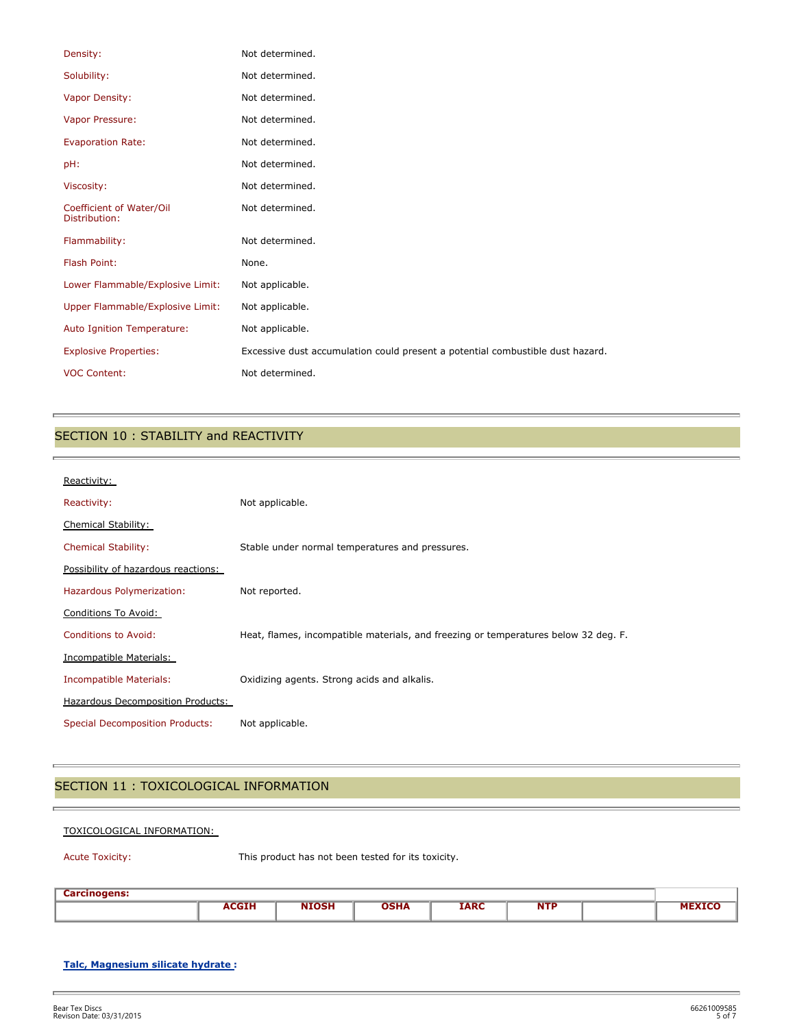| | |
|---|---|
| Density: | Not determined. |
| Solubility: | Not determined. |
| Vapor Density: | Not determined. |
| Vapor Pressure: | Not determined. |
| Evaporation Rate: | Not determined. |
| pH: | Not determined. |
| Viscosity: | Not determined. |
| Coefficient of Water/Oil Distribution: | Not determined. |
| Flammability: | Not determined. |
| Flash Point: | None. |
| Lower Flammable/Explosive Limit: | Not applicable. |
| Upper Flammable/Explosive Limit: | Not applicable. |
| Auto Ignition Temperature: | Not applicable. |
| Explosive Properties: | Excessive dust accumulation could present a potential combustible dust hazard. |
| VOC Content: | Not determined. |

## SECTION 10 : STABILITY and REACTIVITY

Reactivity:

| | |
|---|---|
| Reactivity: | Not applicable. |

Chemical Stability:

| | |
|---|---|
| Chemical Stability: | Stable under normal temperatures and pressures. |

Possibility of hazardous reactions:

| | |
|---|---|
| Hazardous Polymerization: | Not reported. |

Conditions To Avoid:

| | |
|---|---|
| Conditions to Avoid: | Heat, flames, incompatible materials, and freezing or temperatures below 32 deg. F. |

Incompatible Materials:

| | |
|---|---|
| Incompatible Materials: | Oxidizing agents. Strong acids and alkalis. |

Hazardous Decomposition Products:

| | |
|---|---|
| Special Decomposition Products: | Not applicable. |

## SECTION 11 : TOXICOLOGICAL INFORMATION

TOXICOLOGICAL INFORMATION:

| | |
|---|---|
| Acute Toxicity: | This product has not been tested for its toxicity. |

| **Carcinogens:** | | | | | | | |
|---|---|---|---|---|---|---|---|
| | **ACGIH** | **NIOSH** | **OSHA** | **IARC** | **NTP** | | **MEXICO** |

**Talc, Magnesium silicate hydrate :**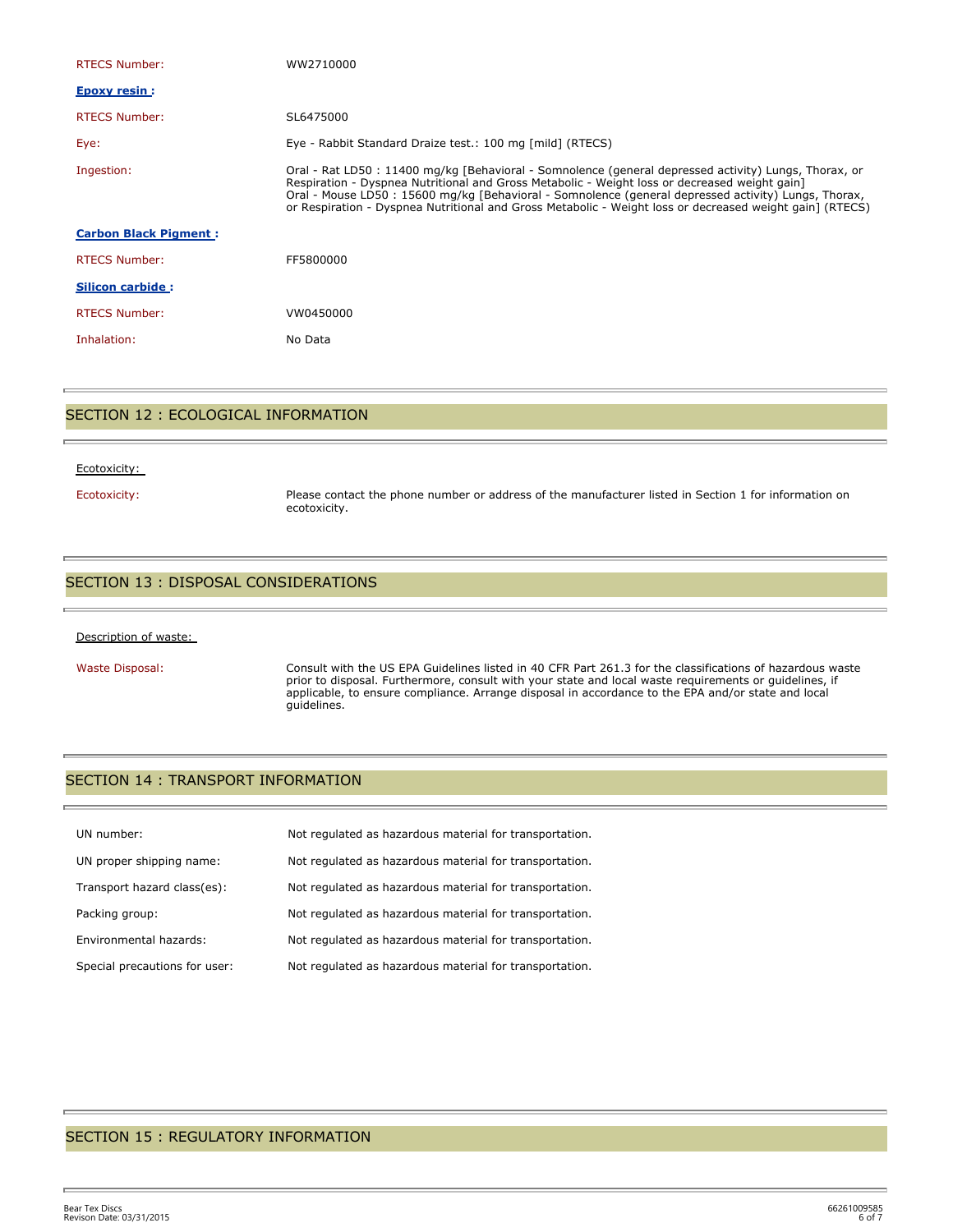| | |
|---|---|
| RTECS Number: | WW2710000 |

**Epoxy resin :**

| | |
|---|---|
| RTECS Number: | SL6475000 |
| Eye: | Eye - Rabbit Standard Draize test.: 100 mg [mild] (RTECS) |
| Ingestion: | Oral - Rat LD50 : 11400 mg/kg [Behavioral - Somnolence (general depressed activity) Lungs, Thorax, or Respiration - Dyspnea Nutritional and Gross Metabolic - Weight loss or decreased weight gain] Oral - Mouse LD50 : 15600 mg/kg [Behavioral - Somnolence (general depressed activity) Lungs, Thorax, or Respiration - Dyspnea Nutritional and Gross Metabolic - Weight loss or decreased weight gain] (RTECS) |

**Carbon Black Pigment :**

| | |
|---|---|
| RTECS Number: | FF5800000 |

**Silicon carbide :**

| | |
|---|---|
| RTECS Number: | VW0450000 |
| Inhalation: | No Data |

## SECTION 12 : ECOLOGICAL INFORMATION

Ecotoxicity:

| | |
|---|---|
| Ecotoxicity: | Please contact the phone number or address of the manufacturer listed in Section 1 for information on ecotoxicity. |

## SECTION 13 : DISPOSAL CONSIDERATIONS

Description of waste:

| | |
|---|---|
| Waste Disposal: | Consult with the US EPA Guidelines listed in 40 CFR Part 261.3 for the classifications of hazardous waste prior to disposal. Furthermore, consult with your state and local waste requirements or guidelines, if applicable, to ensure compliance. Arrange disposal in accordance to the EPA and/or state and local guidelines. |

## SECTION 14 : TRANSPORT INFORMATION

| | |
|---|---|
| UN number: | Not regulated as hazardous material for transportation. |
| UN proper shipping name: | Not regulated as hazardous material for transportation. |
| Transport hazard class(es): | Not regulated as hazardous material for transportation. |
| Packing group: | Not regulated as hazardous material for transportation. |
| Environmental hazards: | Not regulated as hazardous material for transportation. |
| Special precautions for user: | Not regulated as hazardous material for transportation. |

## SECTION 15 : REGULATORY INFORMATION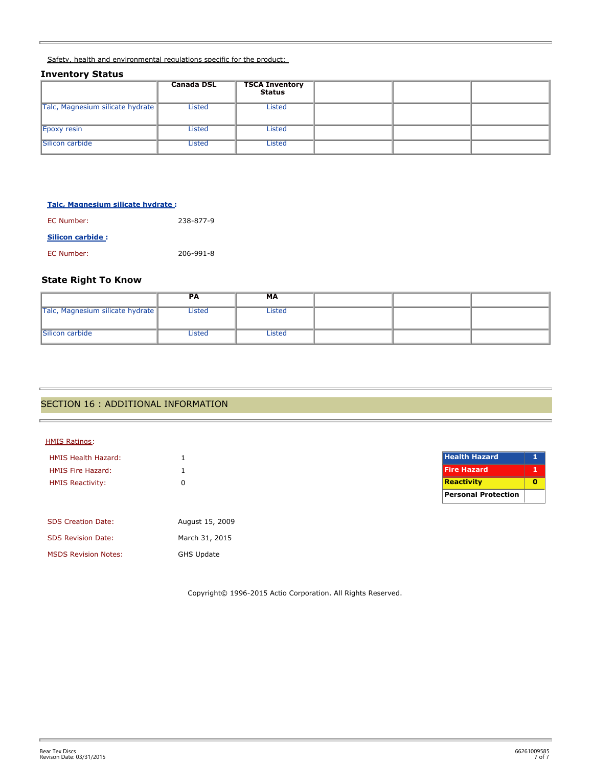Safety, health and environmental regulations specific for the product:

### Inventory Status

| | Canada DSL | TSCA Inventory Status | | | |
|---|---|---|---|---|---|
| Talc, Magnesium silicate hydrate | Listed | Listed | | | |
| Epoxy resin | Listed | Listed | | | |
| Silicon carbide | Listed | Listed | | | |

**Talc, Magnesium silicate hydrate :**

EC Number: 238-877-9

**Silicon carbide :**

EC Number: 206-991-8

### State Right To Know

| | PA | MA | | | |
|---|---|---|---|---|---|
| Talc, Magnesium silicate hydrate | Listed | Listed | | | |
| Silicon carbide | Listed | Listed | | | |

## SECTION 16 : ADDITIONAL INFORMATION

HMIS Ratings:

HMIS Health Hazard: 1
HMIS Fire Hazard: 1
HMIS Reactivity: 0

| | |
|---|---|
| Health Hazard | 1 |
| Fire Hazard | 1 |
| Reactivity | 0 |
| Personal Protection | |

SDS Creation Date: August 15, 2009

SDS Revision Date: March 31, 2015

MSDS Revision Notes: GHS Update

Copyright© 1996-2015 Actio Corporation. All Rights Reserved.